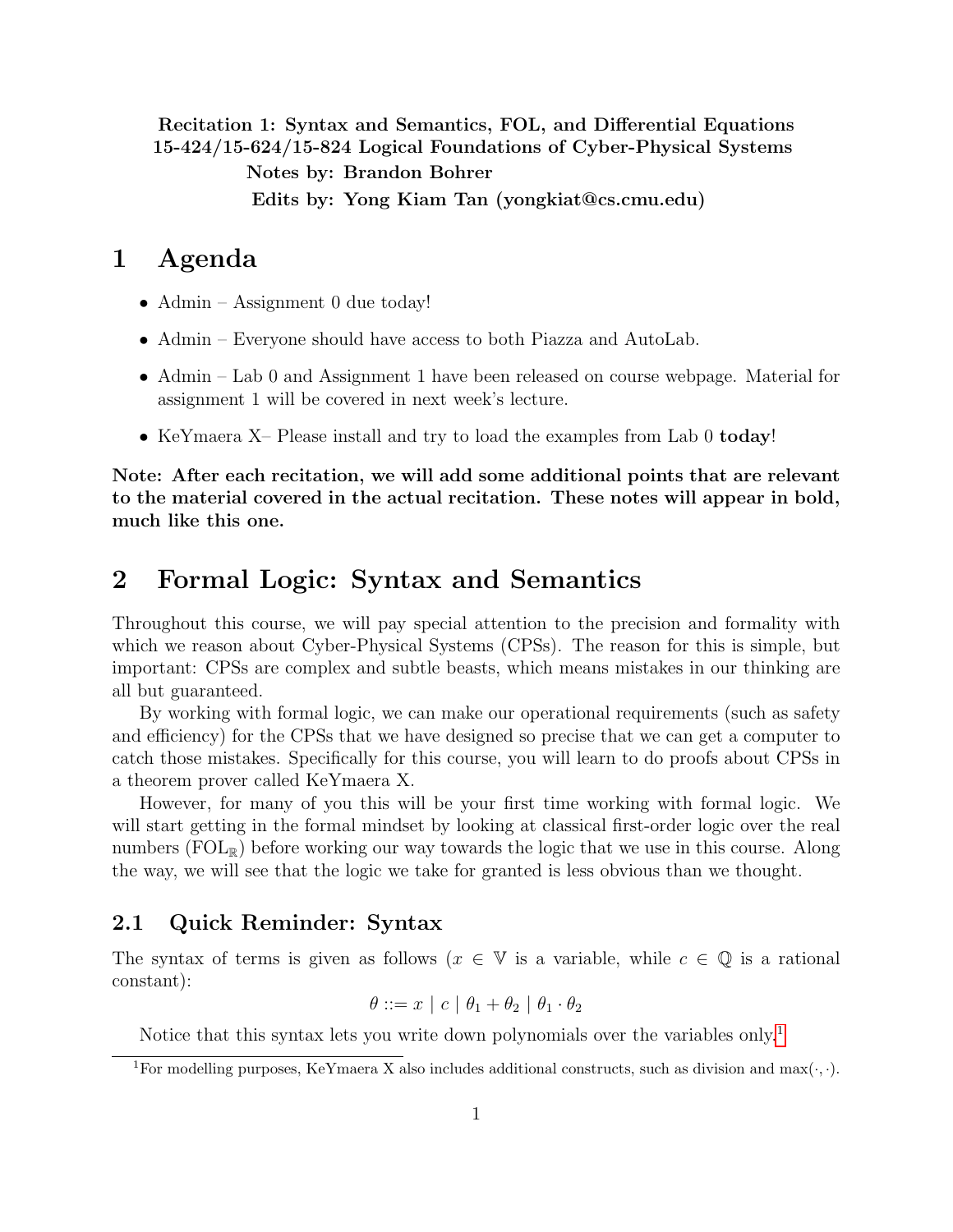**Recitation 1: Syntax and Semantics, FOL, and Differential Equations**
**15-424/15-624/15-824 Logical Foundations of Cyber-Physical Systems**
**Notes by: Brandon Bohrer**
**Edits by: Yong Kiam Tan (yongkiat@cs.cmu.edu)**

# 1 Agenda

- Admin – Assignment 0 due today!
- Admin – Everyone should have access to both Piazza and AutoLab.
- Admin – Lab 0 and Assignment 1 have been released on course webpage. Material for assignment 1 will be covered in next week's lecture.
- KeYmaera X– Please install and try to load the examples from Lab 0 **today**!

**Note: After each recitation, we will add some additional points that are relevant to the material covered in the actual recitation. These notes will appear in bold, much like this one.**

# 2 Formal Logic: Syntax and Semantics

Throughout this course, we will pay special attention to the precision and formality with which we reason about Cyber-Physical Systems (CPSs). The reason for this is simple, but important: CPSs are complex and subtle beasts, which means mistakes in our thinking are all but guaranteed.

By working with formal logic, we can make our operational requirements (such as safety and efficiency) for the CPSs that we have designed so precise that we can get a computer to catch those mistakes. Specifically for this course, you will learn to do proofs about CPSs in a theorem prover called KeYmaera X.

However, for many of you this will be your first time working with formal logic. We will start getting in the formal mindset by looking at classical first-order logic over the real numbers ($\text{FOL}_{\mathbb{R}}$) before working our way towards the logic that we use in this course. Along the way, we will see that the logic we take for granted is less obvious than we thought.

## 2.1 Quick Reminder: Syntax

The syntax of terms is given as follows ($x \in \mathbb{V}$ is a variable, while $c \in \mathbb{Q}$ is a rational constant):

$$\theta ::= x \mid c \mid \theta_1 + \theta_2 \mid \theta_1 \cdot \theta_2$$

Notice that this syntax lets you write down polynomials over the variables only.[1]

[1] For modelling purposes, KeYmaera X also includes additional constructs, such as division and $\max(\cdot, \cdot)$.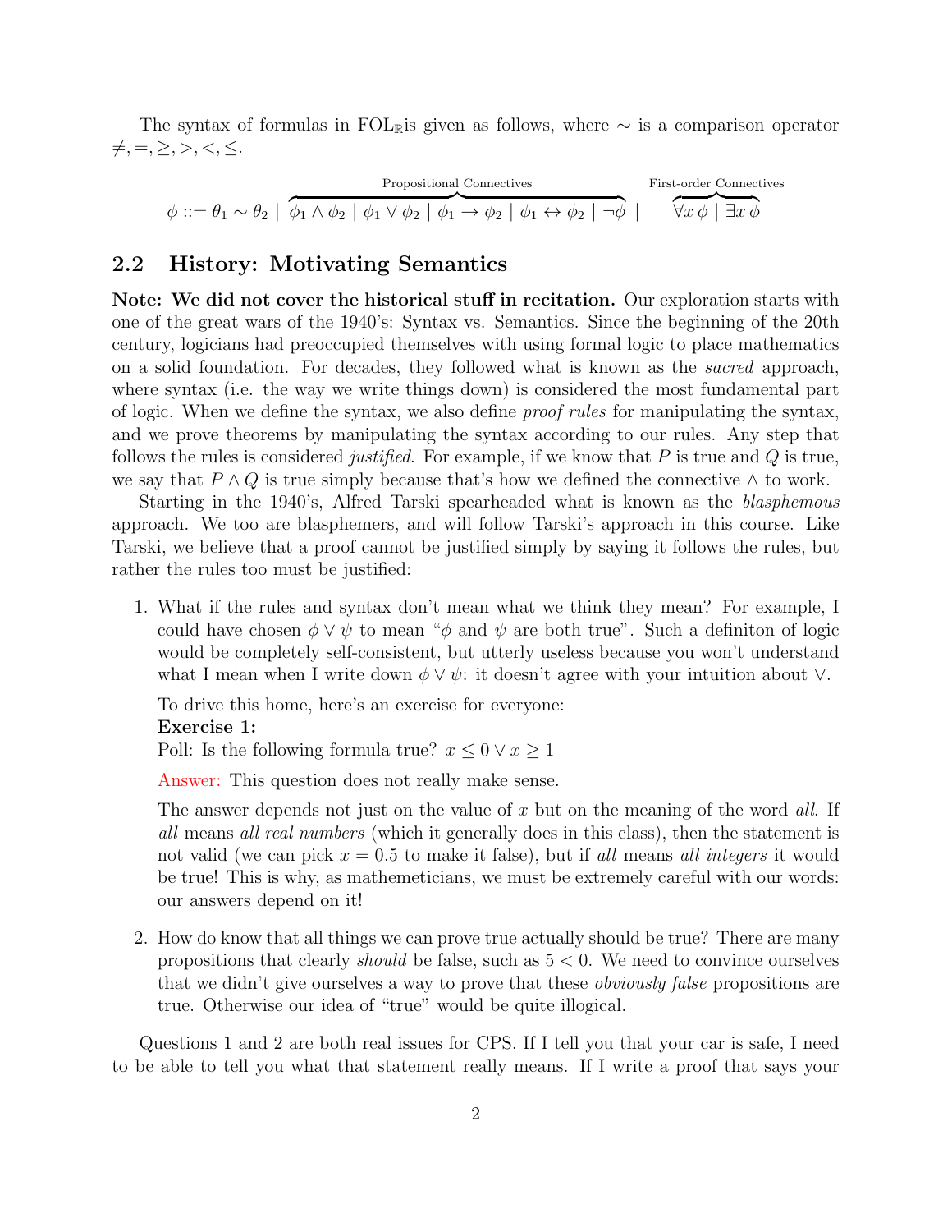The syntax of formulas in $\text{FOL}_{\mathbb{R}}$is given as follows, where $\sim$ is a comparison operator $\neq, =, \geq, >, <, \leq$.

$$\phi ::= \theta_1 \sim \theta_2 \mid \overbrace{\phi_1 \wedge \phi_2 \mid \phi_1 \vee \phi_2 \mid \phi_1 \rightarrow \phi_2 \mid \phi_1 \leftrightarrow \phi_2 \mid \neg\phi}^{\text{Propositional Connectives}} \mid \overbrace{\forall x\, \phi \mid \exists x\, \phi}^{\text{First-order Connectives}}$$

## 2.2 History: Motivating Semantics

**Note: We did not cover the historical stuff in recitation.** Our exploration starts with one of the great wars of the 1940's: Syntax vs. Semantics. Since the beginning of the 20th century, logicians had preoccupied themselves with using formal logic to place mathematics on a solid foundation. For decades, they followed what is known as the *sacred* approach, where syntax (i.e. the way we write things down) is considered the most fundamental part of logic. When we define the syntax, we also define *proof rules* for manipulating the syntax, and we prove theorems by manipulating the syntax according to our rules. Any step that follows the rules is considered *justified*. For example, if we know that $P$ is true and $Q$ is true, we say that $P \wedge Q$ is true simply because that's how we defined the connective $\wedge$ to work.

Starting in the 1940's, Alfred Tarski spearheaded what is known as the *blasphemous* approach. We too are blasphemers, and will follow Tarski's approach in this course. Like Tarski, we believe that a proof cannot be justified simply by saying it follows the rules, but rather the rules too must be justified:

1. What if the rules and syntax don't mean what we think they mean? For example, I could have chosen $\phi \vee \psi$ to mean "$\phi$ and $\psi$ are both true". Such a definiton of logic would be completely self-consistent, but utterly useless because you won't understand what I mean when I write down $\phi \vee \psi$: it doesn't agree with your intuition about $\vee$.

   To drive this home, here's an exercise for everyone:
   **Exercise 1:**
   Poll: Is the following formula true? $x \leq 0 \vee x \geq 1$

   Answer: This question does not really make sense.

   The answer depends not just on the value of $x$ but on the meaning of the word *all*. If *all* means *all real numbers* (which it generally does in this class), then the statement is not valid (we can pick $x = 0.5$ to make it false), but if *all* means *all integers* it would be true! This is why, as mathemeticians, we must be extremely careful with our words: our answers depend on it!

2. How do know that all things we can prove true actually should be true? There are many propositions that clearly *should* be false, such as $5 < 0$. We need to convince ourselves that we didn't give ourselves a way to prove that these *obviously false* propositions are true. Otherwise our idea of "true" would be quite illogical.

Questions 1 and 2 are both real issues for CPS. If I tell you that your car is safe, I need to be able to tell you what that statement really means. If I write a proof that says your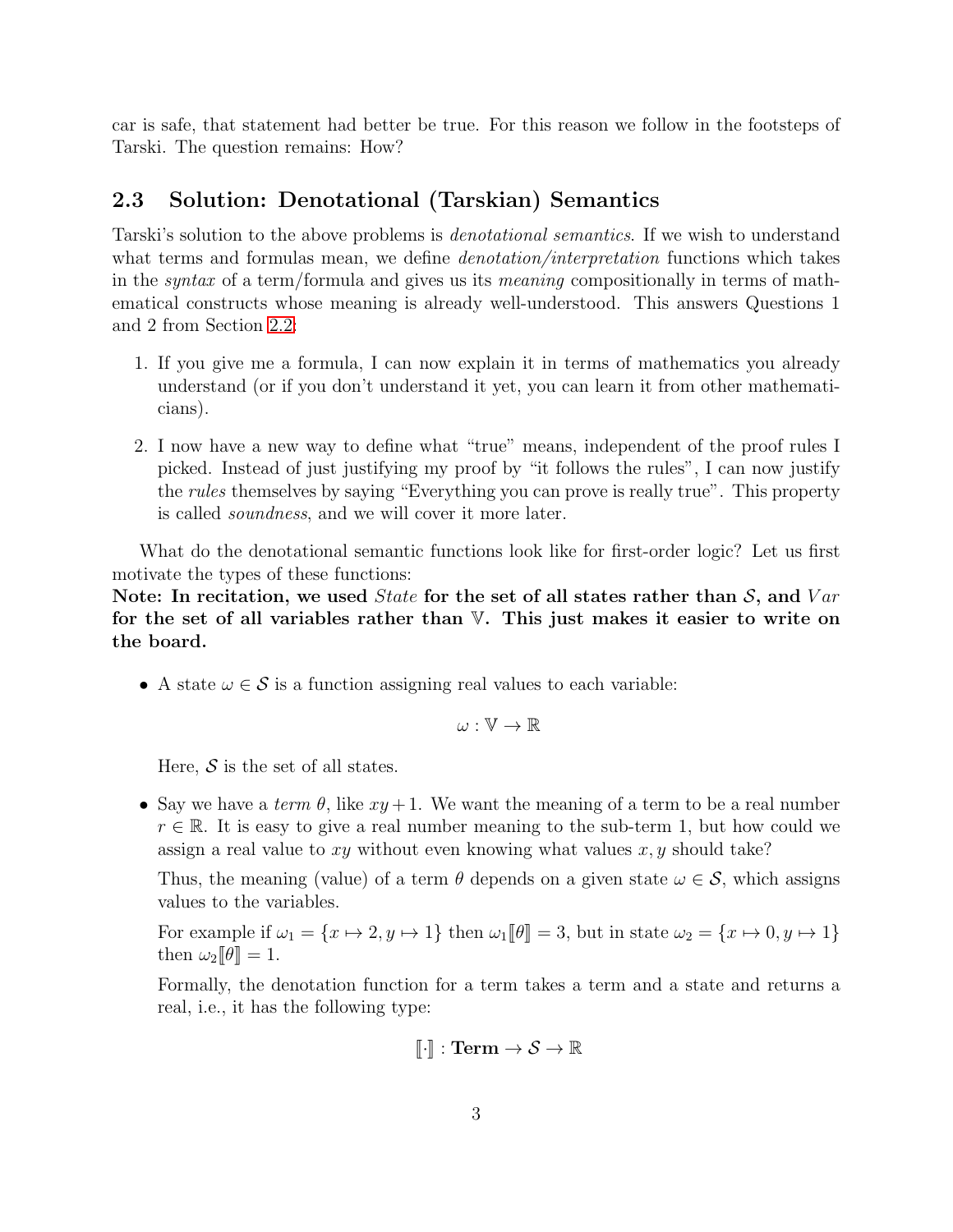car is safe, that statement had better be true. For this reason we follow in the footsteps of Tarski. The question remains: How?

## 2.3 Solution: Denotational (Tarskian) Semantics

Tarski's solution to the above problems is *denotational semantics*. If we wish to understand what terms and formulas mean, we define *denotation/interpretation* functions which takes in the *syntax* of a term/formula and gives us its *meaning* compositionally in terms of mathematical constructs whose meaning is already well-understood. This answers Questions 1 and 2 from Section 2.2:

1. If you give me a formula, I can now explain it in terms of mathematics you already understand (or if you don't understand it yet, you can learn it from other mathematicians).

2. I now have a new way to define what "true" means, independent of the proof rules I picked. Instead of just justifying my proof by "it follows the rules", I can now justify the *rules* themselves by saying "Everything you can prove is really true". This property is called *soundness*, and we will cover it more later.

What do the denotational semantic functions look like for first-order logic? Let us first motivate the types of these functions:
**Note: In recitation, we used $State$ for the set of all states rather than $\mathcal{S}$, and $Var$ for the set of all variables rather than $\mathbb{V}$. This just makes it easier to write on the board.**

- A state $\omega \in \mathcal{S}$ is a function assigning real values to each variable:

$$\omega : \mathbb{V} \to \mathbb{R}$$

  Here, $\mathcal{S}$ is the set of all states.

- Say we have a *term* $\theta$, like $xy+1$. We want the meaning of a term to be a real number $r \in \mathbb{R}$. It is easy to give a real number meaning to the sub-term 1, but how could we assign a real value to $xy$ without even knowing what values $x, y$ should take?

  Thus, the meaning (value) of a term $\theta$ depends on a given state $\omega \in \mathcal{S}$, which assigns values to the variables.

  For example if $\omega_1 = \{x \mapsto 2, y \mapsto 1\}$ then $\omega_1[\![\theta]\!] = 3$, but in state $\omega_2 = \{x \mapsto 0, y \mapsto 1\}$ then $\omega_2[\![\theta]\!] = 1$.

  Formally, the denotation function for a term takes a term and a state and returns a real, i.e., it has the following type:

$$[\![\cdot]\!] : \textbf{Term} \to \mathcal{S} \to \mathbb{R}$$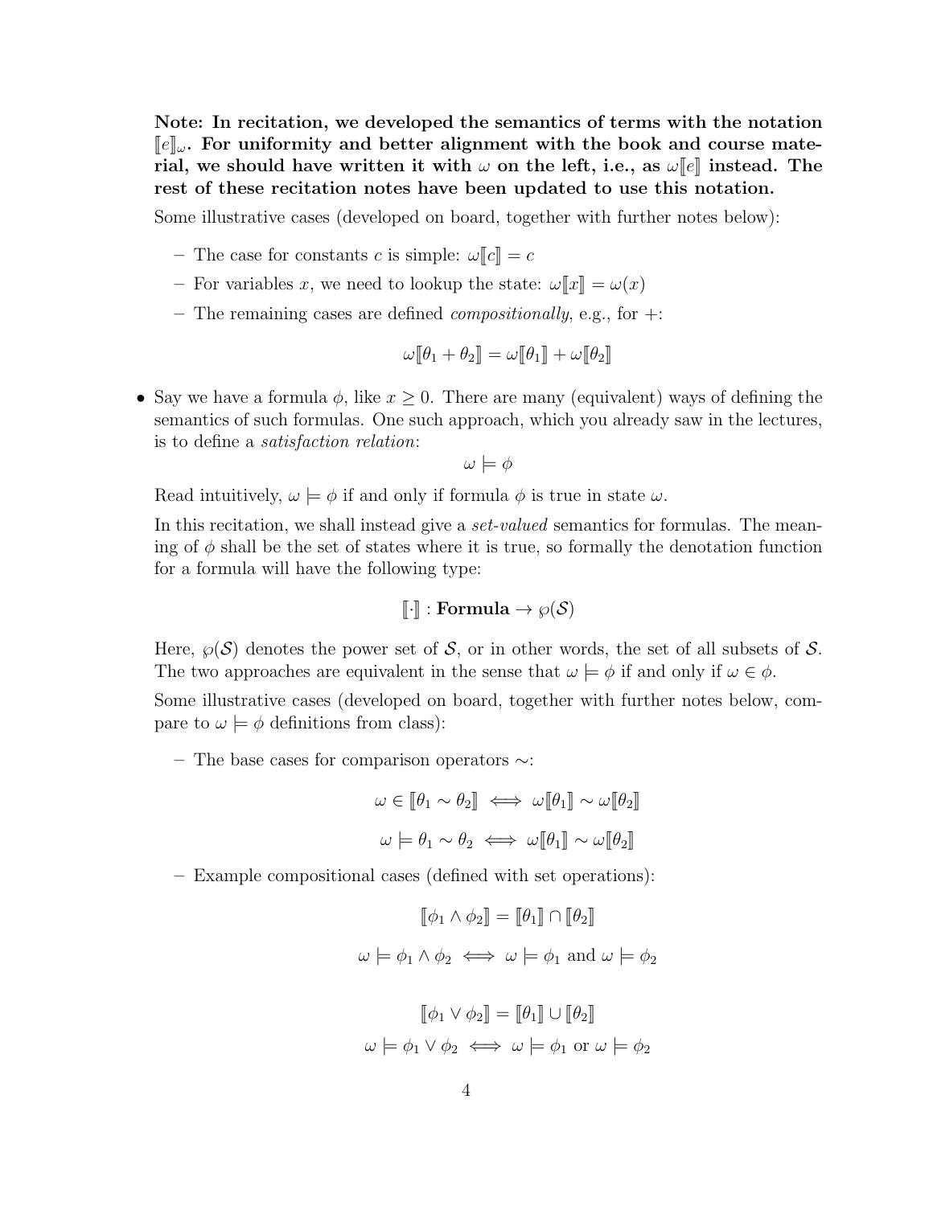**Note: In recitation, we developed the semantics of terms with the notation $[\![e]\!]_\omega$. For uniformity and better alignment with the book and course material, we should have written it with $\omega$ on the left, i.e., as $\omega[\![e]\!]$ instead. The rest of these recitation notes have been updated to use this notation.**

Some illustrative cases (developed on board, together with further notes below):

- The case for constants $c$ is simple: $\omega[\![c]\!] = c$
- For variables $x$, we need to lookup the state: $\omega[\![x]\!] = \omega(x)$
- The remaining cases are defined *compositionally*, e.g., for $+$:

$$\omega[\![\theta_1 + \theta_2]\!] = \omega[\![\theta_1]\!] + \omega[\![\theta_2]\!]$$

- Say we have a formula $\phi$, like $x \geq 0$. There are many (equivalent) ways of defining the semantics of such formulas. One such approach, which you already saw in the lectures, is to define a *satisfaction relation*:

$$\omega \models \phi$$

Read intuitively, $\omega \models \phi$ if and only if formula $\phi$ is true in state $\omega$.

In this recitation, we shall instead give a *set-valued* semantics for formulas. The meaning of $\phi$ shall be the set of states where it is true, so formally the denotation function for a formula will have the following type:

$$[\![\cdot]\!] : \textbf{Formula} \to \wp(\mathcal{S})$$

Here, $\wp(\mathcal{S})$ denotes the power set of $\mathcal{S}$, or in other words, the set of all subsets of $\mathcal{S}$. The two approaches are equivalent in the sense that $\omega \models \phi$ if and only if $\omega \in \phi$.

Some illustrative cases (developed on board, together with further notes below, compare to $\omega \models \phi$ definitions from class):

- The base cases for comparison operators $\sim$:

$$\omega \in [\![\theta_1 \sim \theta_2]\!] \iff \omega[\![\theta_1]\!] \sim \omega[\![\theta_2]\!]$$

$$\omega \models \theta_1 \sim \theta_2 \iff \omega[\![\theta_1]\!] \sim \omega[\![\theta_2]\!]$$

- Example compositional cases (defined with set operations):

$$[\![\phi_1 \wedge \phi_2]\!] = [\![\theta_1]\!] \cap [\![\theta_2]\!]$$

$$\omega \models \phi_1 \wedge \phi_2 \iff \omega \models \phi_1 \text{ and } \omega \models \phi_2$$

$$[\![\phi_1 \vee \phi_2]\!] = [\![\theta_1]\!] \cup [\![\theta_2]\!]$$

$$\omega \models \phi_1 \vee \phi_2 \iff \omega \models \phi_1 \text{ or } \omega \models \phi_2$$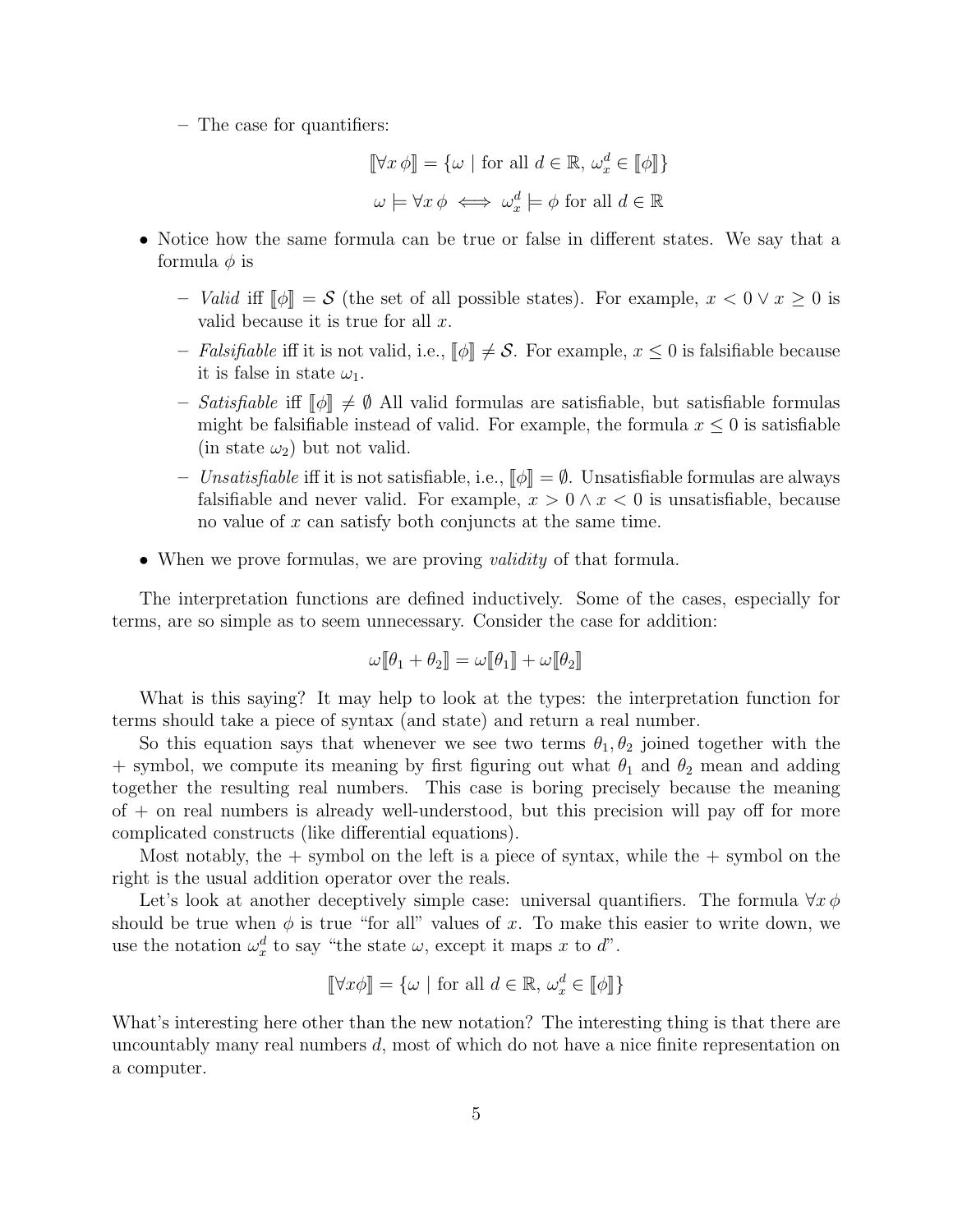- The case for quantifiers:

$$[\![\forall x\, \phi]\!] = \{\omega \mid \text{for all } d \in \mathbb{R},\ \omega_x^d \in [\![\phi]\!]\}$$

$$\omega \models \forall x\, \phi \iff \omega_x^d \models \phi \text{ for all } d \in \mathbb{R}$$

- Notice how the same formula can be true or false in different states. We say that a formula $\phi$ is
  - *Valid* iff $[\![\phi]\!] = \mathcal{S}$ (the set of all possible states). For example, $x < 0 \lor x \geq 0$ is valid because it is true for all $x$.
  - *Falsifiable* iff it is not valid, i.e., $[\![\phi]\!] \neq \mathcal{S}$. For example, $x \leq 0$ is falsifiable because it is false in state $\omega_1$.
  - *Satisfiable* iff $[\![\phi]\!] \neq \emptyset$ All valid formulas are satisfiable, but satisfiable formulas might be falsifiable instead of valid. For example, the formula $x \leq 0$ is satisfiable (in state $\omega_2$) but not valid.
  - *Unsatisfiable* iff it is not satisfiable, i.e., $[\![\phi]\!] = \emptyset$. Unsatisfiable formulas are always falsifiable and never valid. For example, $x > 0 \land x < 0$ is unsatisfiable, because no value of $x$ can satisfy both conjuncts at the same time.
- When we prove formulas, we are proving *validity* of that formula.

The interpretation functions are defined inductively. Some of the cases, especially for terms, are so simple as to seem unnecessary. Consider the case for addition:

$$\omega[\![\theta_1 + \theta_2]\!] = \omega[\![\theta_1]\!] + \omega[\![\theta_2]\!]$$

What is this saying? It may help to look at the types: the interpretation function for terms should take a piece of syntax (and state) and return a real number.

So this equation says that whenever we see two terms $\theta_1, \theta_2$ joined together with the + symbol, we compute its meaning by first figuring out what $\theta_1$ and $\theta_2$ mean and adding together the resulting real numbers. This case is boring precisely because the meaning of + on real numbers is already well-understood, but this precision will pay off for more complicated constructs (like differential equations).

Most notably, the + symbol on the left is a piece of syntax, while the + symbol on the right is the usual addition operator over the reals.

Let's look at another deceptively simple case: universal quantifiers. The formula $\forall x\, \phi$ should be true when $\phi$ is true "for all" values of $x$. To make this easier to write down, we use the notation $\omega_x^d$ to say "the state $\omega$, except it maps $x$ to $d$".

$$[\![\forall x \phi]\!] = \{\omega \mid \text{for all } d \in \mathbb{R},\ \omega_x^d \in [\![\phi]\!]\}$$

What's interesting here other than the new notation? The interesting thing is that there are uncountably many real numbers $d$, most of which do not have a nice finite representation on a computer.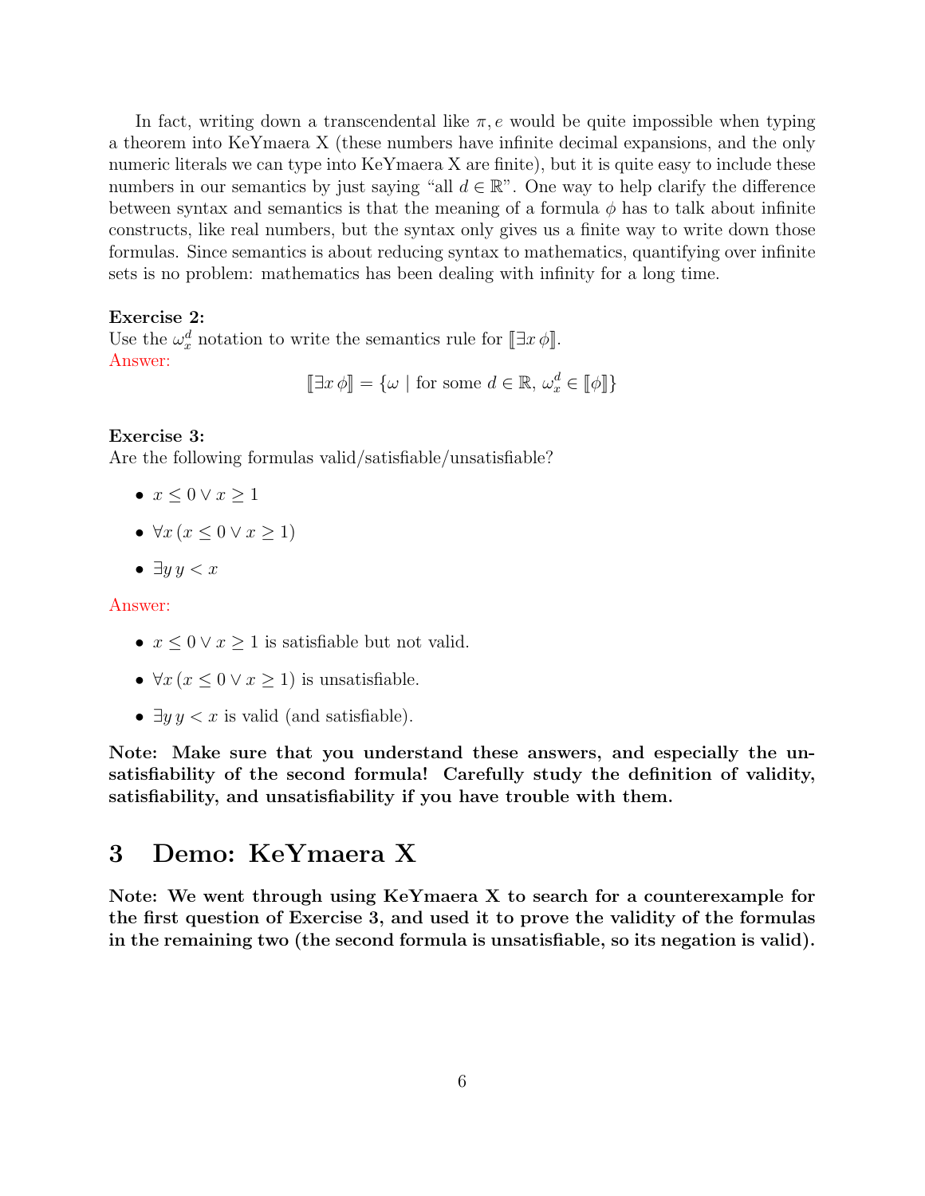In fact, writing down a transcendental like $\pi, e$ would be quite impossible when typing a theorem into KeYmaera X (these numbers have infinite decimal expansions, and the only numeric literals we can type into KeYmaera X are finite), but it is quite easy to include these numbers in our semantics by just saying "all $d \in \mathbb{R}$". One way to help clarify the difference between syntax and semantics is that the meaning of a formula $\phi$ has to talk about infinite constructs, like real numbers, but the syntax only gives us a finite way to write down those formulas. Since semantics is about reducing syntax to mathematics, quantifying over infinite sets is no problem: mathematics has been dealing with infinity for a long time.

**Exercise 2:**
Use the $\omega_x^d$ notation to write the semantics rule for $[\![\exists x\, \phi]\!]$.
Answer:

$$[\![\exists x\, \phi]\!] = \{\omega \mid \text{for some } d \in \mathbb{R},\, \omega_x^d \in [\![\phi]\!]\}$$

**Exercise 3:**
Are the following formulas valid/satisfiable/unsatisfiable?

- $x \leq 0 \vee x \geq 1$
- $\forall x\, (x \leq 0 \vee x \geq 1)$
- $\exists y\, y < x$

Answer:

- $x \leq 0 \vee x \geq 1$ is satisfiable but not valid.
- $\forall x\, (x \leq 0 \vee x \geq 1)$ is unsatisfiable.
- $\exists y\, y < x$ is valid (and satisfiable).

**Note: Make sure that you understand these answers, and especially the unsatisfiability of the second formula! Carefully study the definition of validity, satisfiability, and unsatisfiability if you have trouble with them.**

## 3 Demo: KeYmaera X

**Note: We went through using KeYmaera X to search for a counterexample for the first question of Exercise 3, and used it to prove the validity of the formulas in the remaining two (the second formula is unsatisfiable, so its negation is valid).**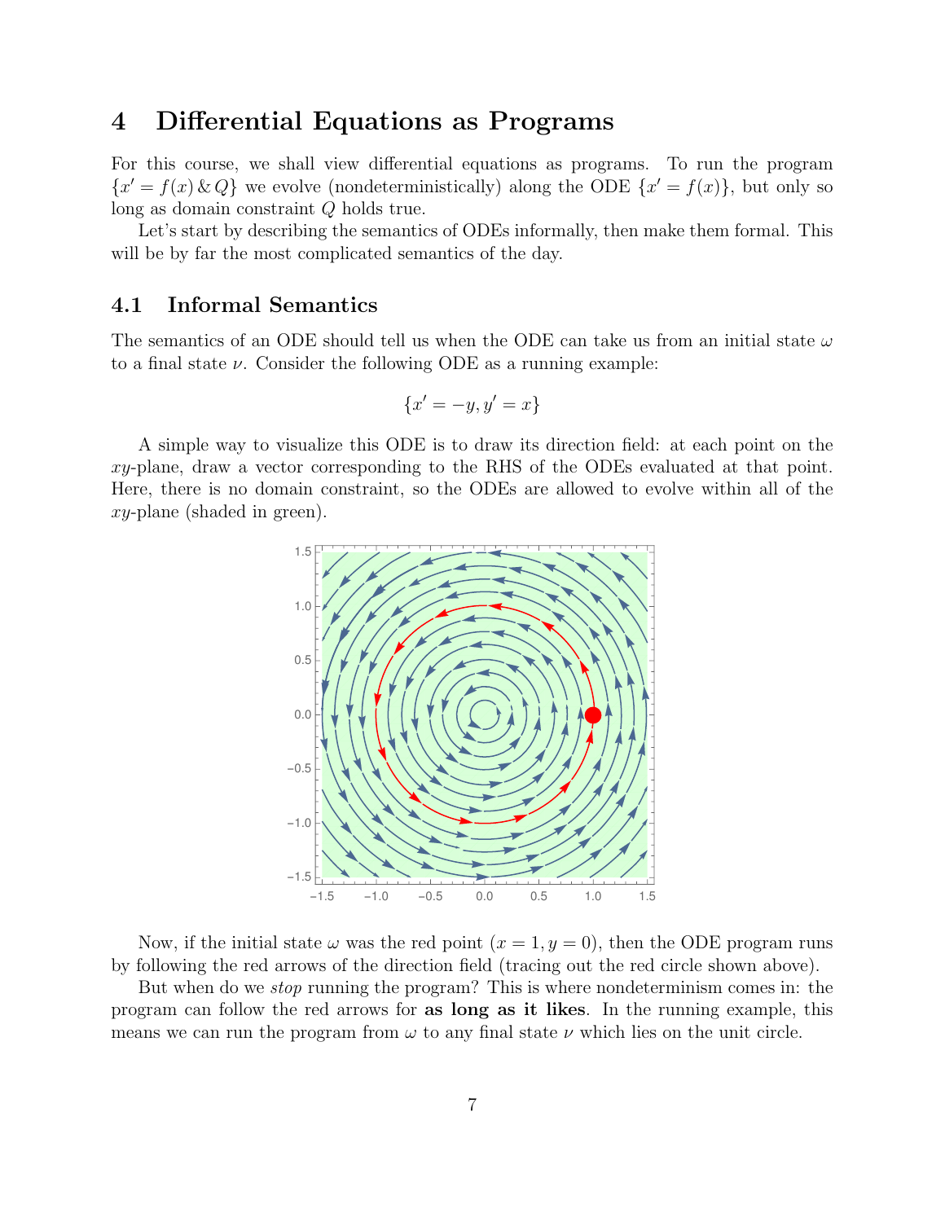# 4 Differential Equations as Programs

For this course, we shall view differential equations as programs. To run the program $\{x' = f(x) \,\&\, Q\}$ we evolve (nondeterministically) along the ODE $\{x' = f(x)\}$, but only so long as domain constraint $Q$ holds true.

Let's start by describing the semantics of ODEs informally, then make them formal. This will be by far the most complicated semantics of the day.

## 4.1 Informal Semantics

The semantics of an ODE should tell us when the ODE can take us from an initial state $\omega$ to a final state $\nu$. Consider the following ODE as a running example:

$$\{x' = -y, y' = x\}$$

A simple way to visualize this ODE is to draw its direction field: at each point on the $xy$-plane, draw a vector corresponding to the RHS of the ODEs evaluated at that point. Here, there is no domain constraint, so the ODEs are allowed to evolve within all of the $xy$-plane (shaded in green).

Now, if the initial state $\omega$ was the red point ($x = 1, y = 0$), then the ODE program runs by following the red arrows of the direction field (tracing out the red circle shown above).

But when do we *stop* running the program? This is where nondeterminism comes in: the program can follow the red arrows for **as long as it likes**. In the running example, this means we can run the program from $\omega$ to any final state $\nu$ which lies on the unit circle.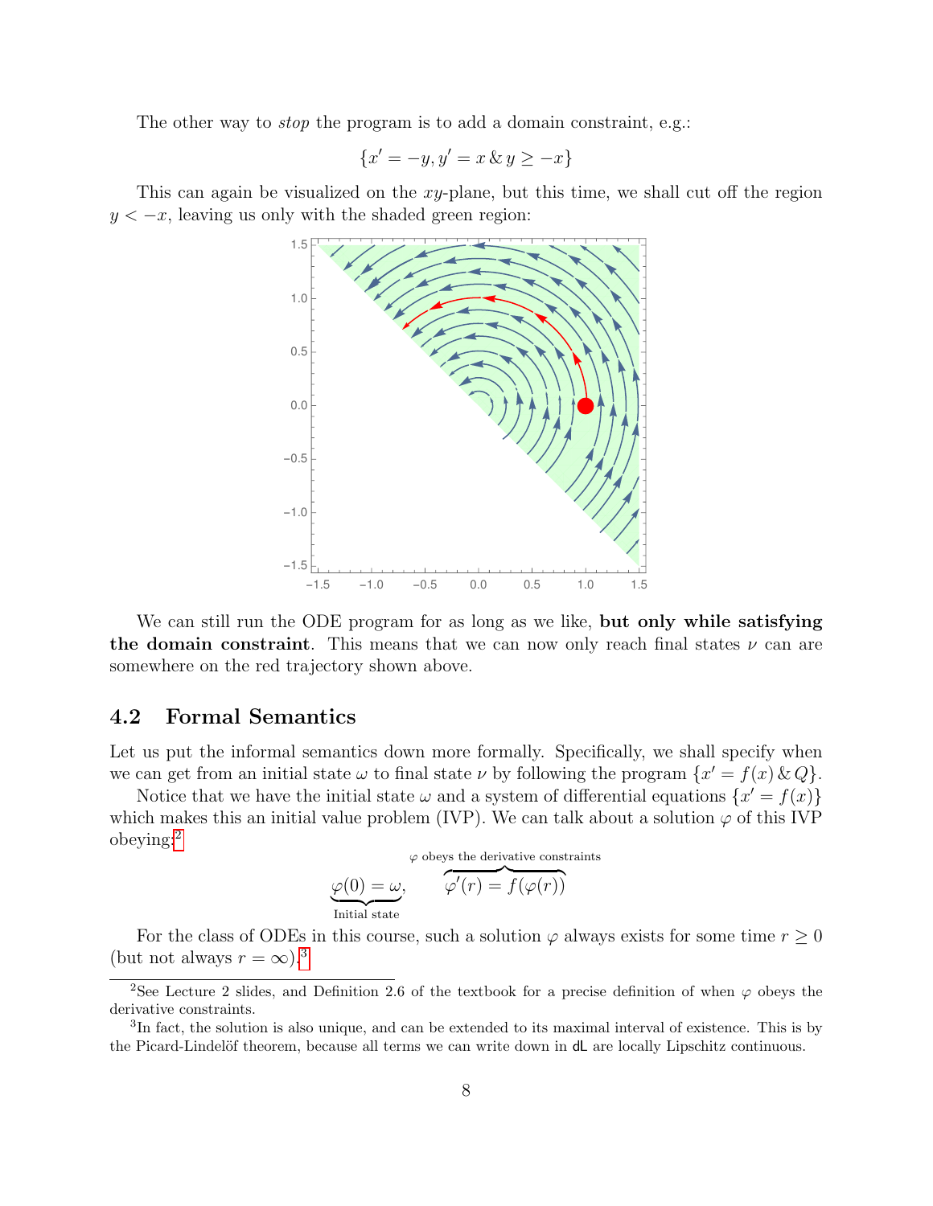The other way to *stop* the program is to add a domain constraint, e.g.:

$$\{x' = -y, y' = x \,\&\, y \geq -x\}$$

This can again be visualized on the $xy$-plane, but this time, we shall cut off the region $y < -x$, leaving us only with the shaded green region:

We can still run the ODE program for as long as we like, **but only while satisfying the domain constraint**. This means that we can now only reach final states $\nu$ can are somewhere on the red trajectory shown above.

## 4.2 Formal Semantics

Let us put the informal semantics down more formally. Specifically, we shall specify when we can get from an initial state $\omega$ to final state $\nu$ by following the program $\{x' = f(x) \,\&\, Q\}$.

Notice that we have the initial state $\omega$ and a system of differential equations $\{x' = f(x)\}$ which makes this an initial value problem (IVP). We can talk about a solution $\varphi$ of this IVP obeying:[2]

$$\underbrace{\varphi(0) = \omega}_{\text{Initial state}}, \qquad \overbrace{\varphi'(r) = f(\varphi(r))}^{\varphi \text{ obeys the derivative constraints}}$$

For the class of ODEs in this course, such a solution $\varphi$ always exists for some time $r \geq 0$ (but not always $r = \infty$).[3]

---

[2] See Lecture 2 slides, and Definition 2.6 of the textbook for a precise definition of when $\varphi$ obeys the derivative constraints.

[3] In fact, the solution is also unique, and can be extended to its maximal interval of existence. This is by the Picard-Lindelöf theorem, because all terms we can write down in dL are locally Lipschitz continuous.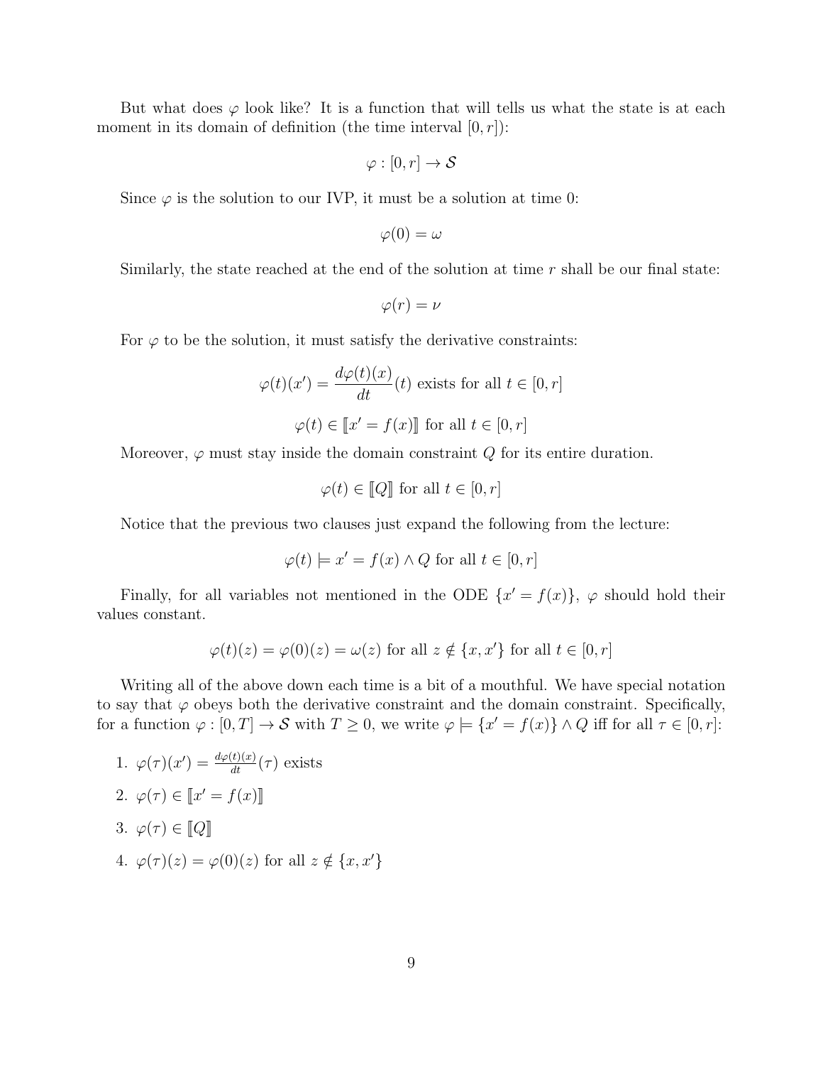But what does $\varphi$ look like? It is a function that will tells us what the state is at each moment in its domain of definition (the time interval $[0, r]$):

$$\varphi : [0, r] \to \mathcal{S}$$

Since $\varphi$ is the solution to our IVP, it must be a solution at time 0:

$$\varphi(0) = \omega$$

Similarly, the state reached at the end of the solution at time $r$ shall be our final state:

$$\varphi(r) = \nu$$

For $\varphi$ to be the solution, it must satisfy the derivative constraints:

$$\varphi(t)(x') = \frac{d\varphi(t)(x)}{dt}(t) \text{ exists for all } t \in [0, r]$$

$$\varphi(t) \in [\![x' = f(x)]\!] \text{ for all } t \in [0, r]$$

Moreover, $\varphi$ must stay inside the domain constraint $Q$ for its entire duration.

$$\varphi(t) \in [\![Q]\!] \text{ for all } t \in [0, r]$$

Notice that the previous two clauses just expand the following from the lecture:

$$\varphi(t) \models x' = f(x) \wedge Q \text{ for all } t \in [0, r]$$

Finally, for all variables not mentioned in the ODE $\{x' = f(x)\}$, $\varphi$ should hold their values constant.

$$\varphi(t)(z) = \varphi(0)(z) = \omega(z) \text{ for all } z \notin \{x, x'\} \text{ for all } t \in [0, r]$$

Writing all of the above down each time is a bit of a mouthful. We have special notation to say that $\varphi$ obeys both the derivative constraint and the domain constraint. Specifically, for a function $\varphi : [0, T] \to \mathcal{S}$ with $T \geq 0$, we write $\varphi \models \{x' = f(x)\} \wedge Q$ iff for all $\tau \in [0, r]$:

1. $\varphi(\tau)(x') = \frac{d\varphi(t)(x)}{dt}(\tau)$ exists
2. $\varphi(\tau) \in [\![x' = f(x)]\!]$
3. $\varphi(\tau) \in [\![Q]\!]$
4. $\varphi(\tau)(z) = \varphi(0)(z)$ for all $z \notin \{x, x'\}$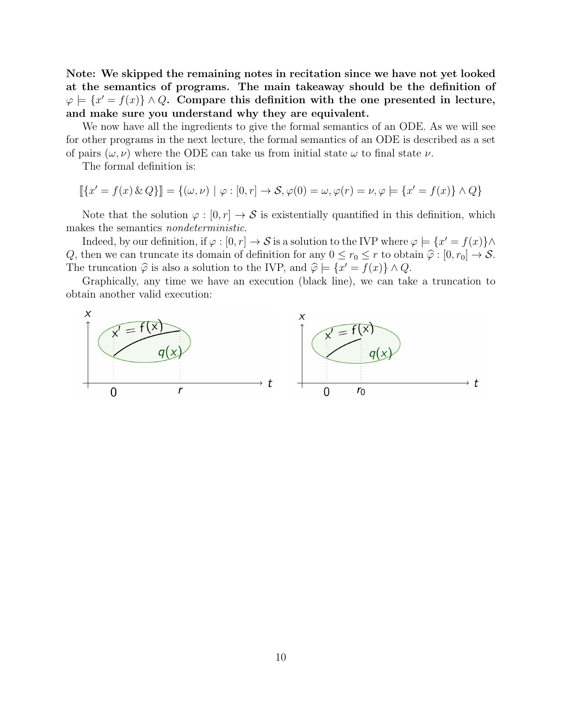**Note: We skipped the remaining notes in recitation since we have not yet looked at the semantics of programs. The main takeaway should be the definition of $\varphi \models \{x' = f(x)\} \wedge Q$. Compare this definition with the one presented in lecture, and make sure you understand why they are equivalent.**

We now have all the ingredients to give the formal semantics of an ODE. As we will see for other programs in the next lecture, the formal semantics of an ODE is described as a set of pairs $(\omega, \nu)$ where the ODE can take us from initial state $\omega$ to final state $\nu$.

The formal definition is:

$$[\![\{x' = f(x) \,\&\, Q\}]\!] = \{(\omega, \nu) \mid \varphi : [0, r] \to \mathcal{S}, \varphi(0) = \omega, \varphi(r) = \nu, \varphi \models \{x' = f(x)\} \wedge Q\}$$

Note that the solution $\varphi : [0, r] \to \mathcal{S}$ is existentially quantified in this definition, which makes the semantics *nondeterministic*.

Indeed, by our definition, if $\varphi : [0, r] \to \mathcal{S}$ is a solution to the IVP where $\varphi \models \{x' = f(x)\} \wedge Q$, then we can truncate its domain of definition for any $0 \leq r_0 \leq r$ to obtain $\widehat{\varphi} : [0, r_0] \to \mathcal{S}$. The truncation $\widehat{\varphi}$ is also a solution to the IVP, and $\widehat{\varphi} \models \{x' = f(x)\} \wedge Q$.

Graphically, any time we have an execution (black line), we can take a truncation to obtain another valid execution:

x
x' = f(x)
q(x)
0
r
t

x
x' = f(x)
q(x)
0
r0
t